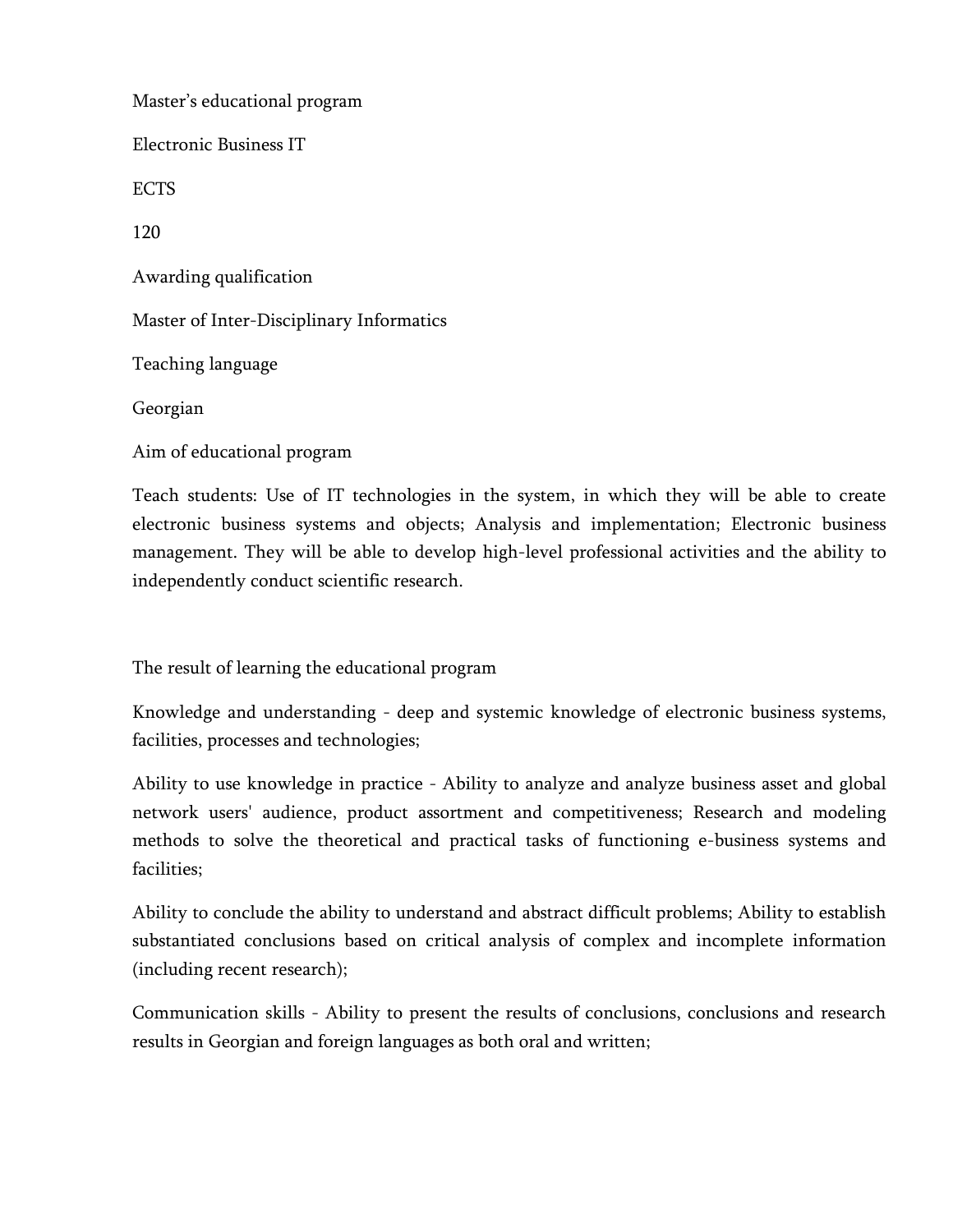Master's educational program

Electronic Business IT

ECTS

120

Awarding qualification

Master of Inter-Disciplinary Informatics

Teaching language

Georgian

Aim of educational program

Teach students: Use of IT technologies in the system, in which they will be able to create electronic business systems and objects; Analysis and implementation; Electronic business management. They will be able to develop high-level professional activities and the ability to independently conduct scientific research.

The result of learning the educational program

Knowledge and understanding - deep and systemic knowledge of electronic business systems, facilities, processes and technologies;

Ability to use knowledge in practice - Ability to analyze and analyze business asset and global network users' audience, product assortment and competitiveness; Research and modeling methods to solve the theoretical and practical tasks of functioning e-business systems and facilities;

Ability to conclude the ability to understand and abstract difficult problems; Ability to establish substantiated conclusions based on critical analysis of complex and incomplete information (including recent research);

Communication skills - Ability to present the results of conclusions, conclusions and research results in Georgian and foreign languages as both oral and written;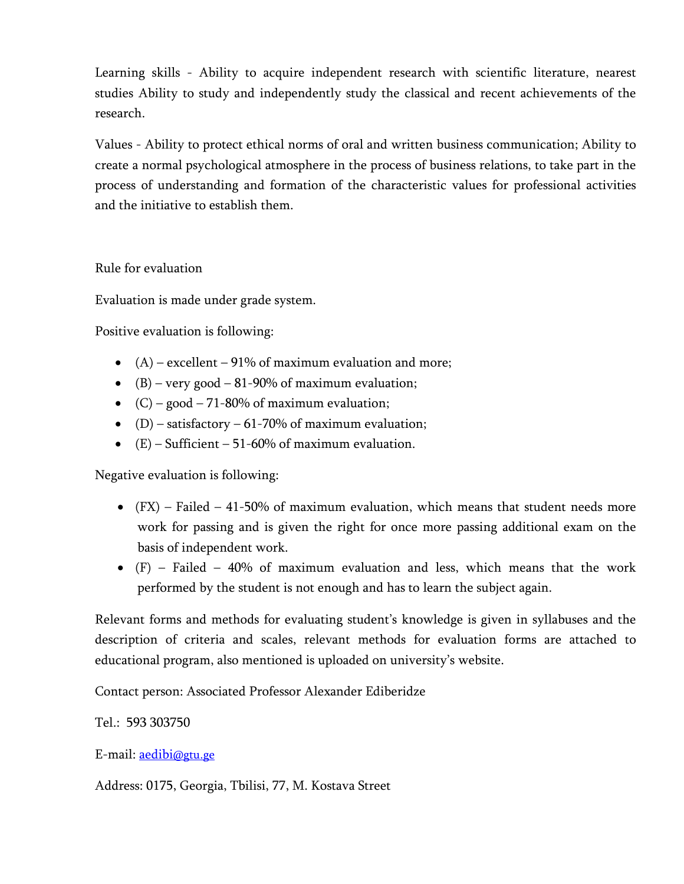Learning skills - Ability to acquire independent research with scientific literature, nearest studies Ability to study and independently study the classical and recent achievements of the research.

Values - Ability to protect ethical norms of oral and written business communication; Ability to create a normal psychological atmosphere in the process of business relations, to take part in the process of understanding and formation of the characteristic values for professional activities and the initiative to establish them.

Rule for evaluation

Evaluation is made under grade system.

Positive evaluation is following:

- (A) – excellent – 91% of maximum evaluation and more;
- (B) – very good – 81-90% of maximum evaluation;
- (C) – good – 71-80% of maximum evaluation;
- (D) – satisfactory – 61-70% of maximum evaluation;
- (E) – Sufficient – 51-60% of maximum evaluation.

Negative evaluation is following:

- (FX) – Failed – 41-50% of maximum evaluation, which means that student needs more work for passing and is given the right for once more passing additional exam on the basis of independent work.
- (F) – Failed – 40% of maximum evaluation and less, which means that the work performed by the student is not enough and has to learn the subject again.

Relevant forms and methods for evaluating student's knowledge is given in syllabuses and the description of criteria and scales, relevant methods for evaluation forms are attached to educational program, also mentioned is uploaded on university's website.

Contact person: Associated Professor Alexander Ediberidze

Tel.: 593 303750

E-mail: aedibi@gtu.ge

Address: 0175, Georgia, Tbilisi, 77, M. Kostava Street